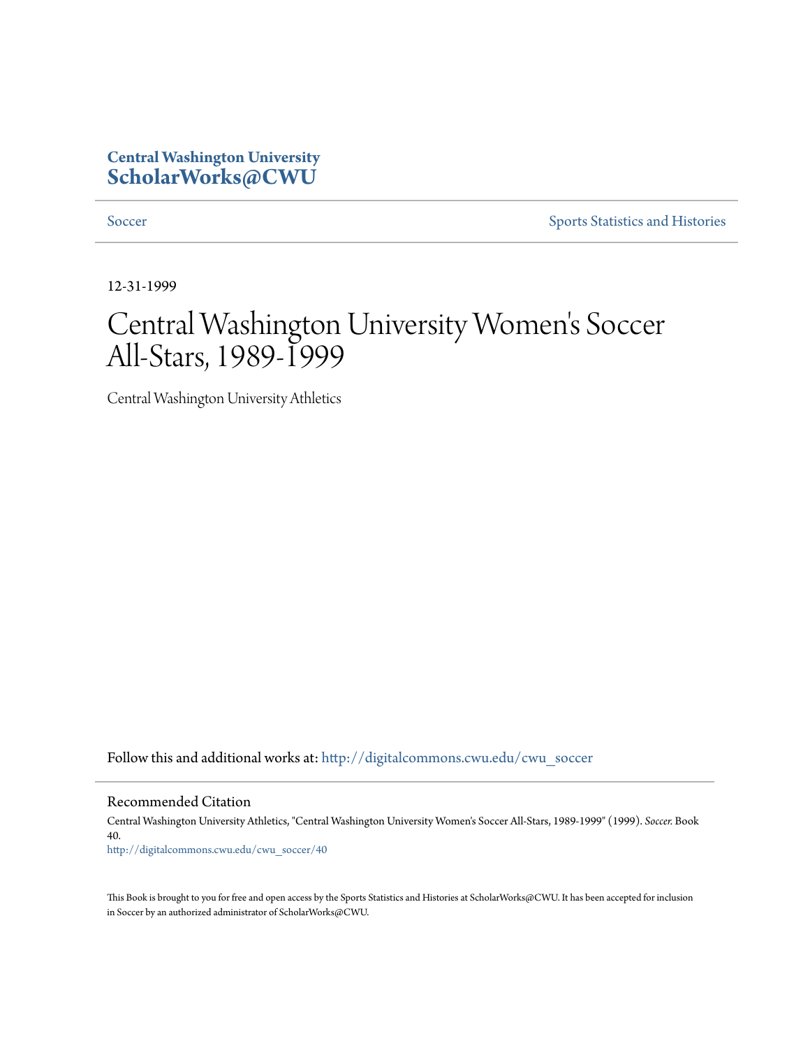Central Washington University
**ScholarWorks@CWU**

Soccer | Sports Statistics and Histories

12-31-1999

# Central Washington University Women's Soccer All-Stars, 1989-1999

Central Washington University Athletics

Follow this and additional works at: http://digitalcommons.cwu.edu/cwu_soccer

## Recommended Citation

Central Washington University Athletics, "Central Washington University Women's Soccer All-Stars, 1989-1999" (1999). *Soccer.* Book 40.
http://digitalcommons.cwu.edu/cwu_soccer/40

This Book is brought to you for free and open access by the Sports Statistics and Histories at ScholarWorks@CWU. It has been accepted for inclusion in Soccer by an authorized administrator of ScholarWorks@CWU.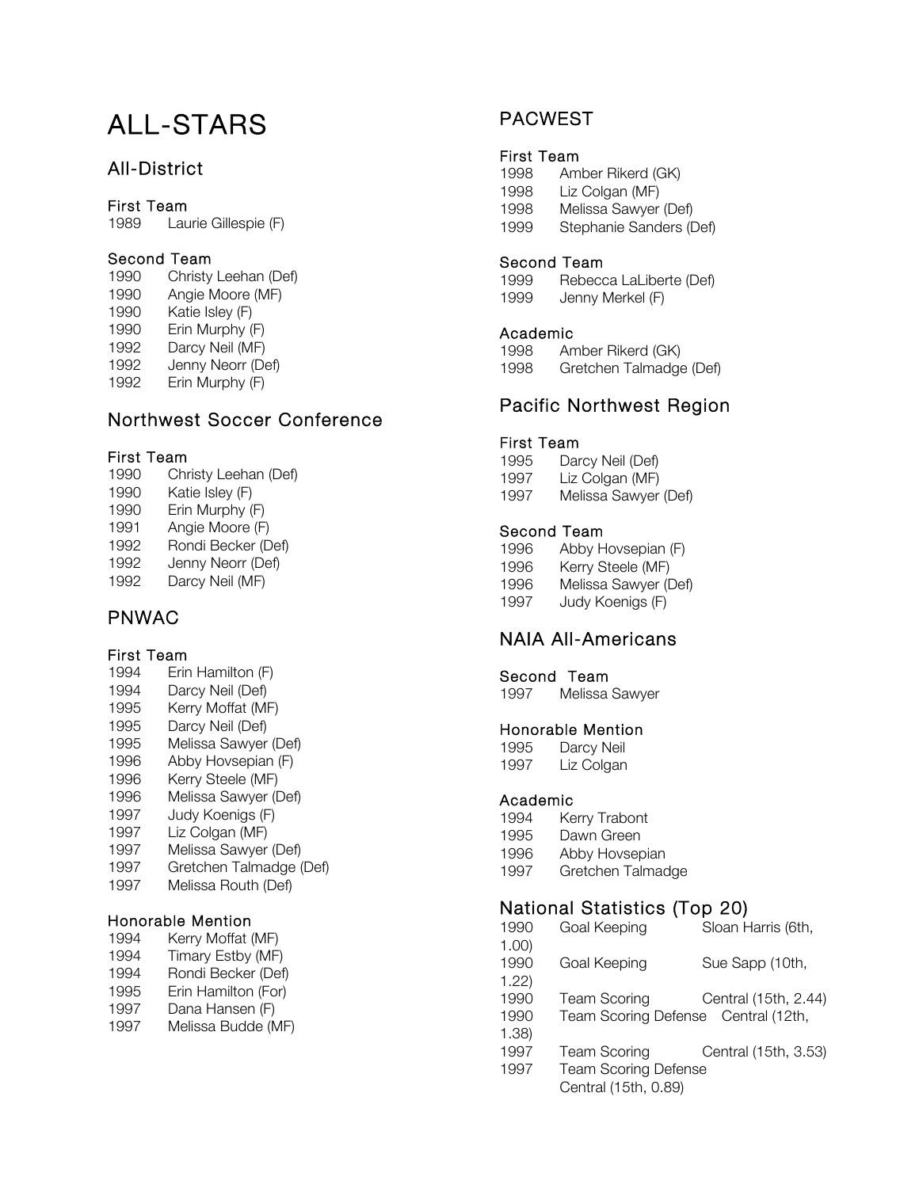# ALL-STARS

## All-District

### First Team

1989 Laurie Gillespie (F)

### Second Team

1990 Christy Leehan (Def)
1990 Angie Moore (MF)
1990 Katie Isley (F)
1990 Erin Murphy (F)
1992 Darcy Neil (MF)
1992 Jenny Neorr (Def)
1992 Erin Murphy (F)

## Northwest Soccer Conference

### First Team

1990 Christy Leehan (Def)
1990 Katie Isley (F)
1990 Erin Murphy (F)
1991 Angie Moore (F)
1992 Rondi Becker (Def)
1992 Jenny Neorr (Def)
1992 Darcy Neil (MF)

## PNWAC

### First Team

1994 Erin Hamilton (F)
1994 Darcy Neil (Def)
1995 Kerry Moffat (MF)
1995 Darcy Neil (Def)
1995 Melissa Sawyer (Def)
1996 Abby Hovsepian (F)
1996 Kerry Steele (MF)
1996 Melissa Sawyer (Def)
1997 Judy Koenigs (F)
1997 Liz Colgan (MF)
1997 Melissa Sawyer (Def)
1997 Gretchen Talmadge (Def)
1997 Melissa Routh (Def)

### Honorable Mention

1994 Kerry Moffat (MF)
1994 Timary Estby (MF)
1994 Rondi Becker (Def)
1995 Erin Hamilton (For)
1997 Dana Hansen (F)
1997 Melissa Budde (MF)

## PACWEST

### First Team

1998 Amber Rikerd (GK)
1998 Liz Colgan (MF)
1998 Melissa Sawyer (Def)
1999 Stephanie Sanders (Def)

### Second Team

1999 Rebecca LaLiberte (Def)
1999 Jenny Merkel (F)

### Academic

1998 Amber Rikerd (GK)
1998 Gretchen Talmadge (Def)

## Pacific Northwest Region

### First Team

1995 Darcy Neil (Def)
1997 Liz Colgan (MF)
1997 Melissa Sawyer (Def)

### Second Team

1996 Abby Hovsepian (F)
1996 Kerry Steele (MF)
1996 Melissa Sawyer (Def)
1997 Judy Koenigs (F)

## NAIA All-Americans

### Second Team

1997 Melissa Sawyer

### Honorable Mention

1995 Darcy Neil
1997 Liz Colgan

### Academic

1994 Kerry Trabont
1995 Dawn Green
1996 Abby Hovsepian
1997 Gretchen Talmadge

## National Statistics (Top 20)

1990 Goal Keeping Sloan Harris (6th, 1.00)
1990 Goal Keeping Sue Sapp (10th, 1.22)
1990 Team Scoring Central (15th, 2.44)
1990 Team Scoring Defense Central (12th, 1.38)
1997 Team Scoring Central (15th, 3.53)
1997 Team Scoring Defense Central (15th, 0.89)